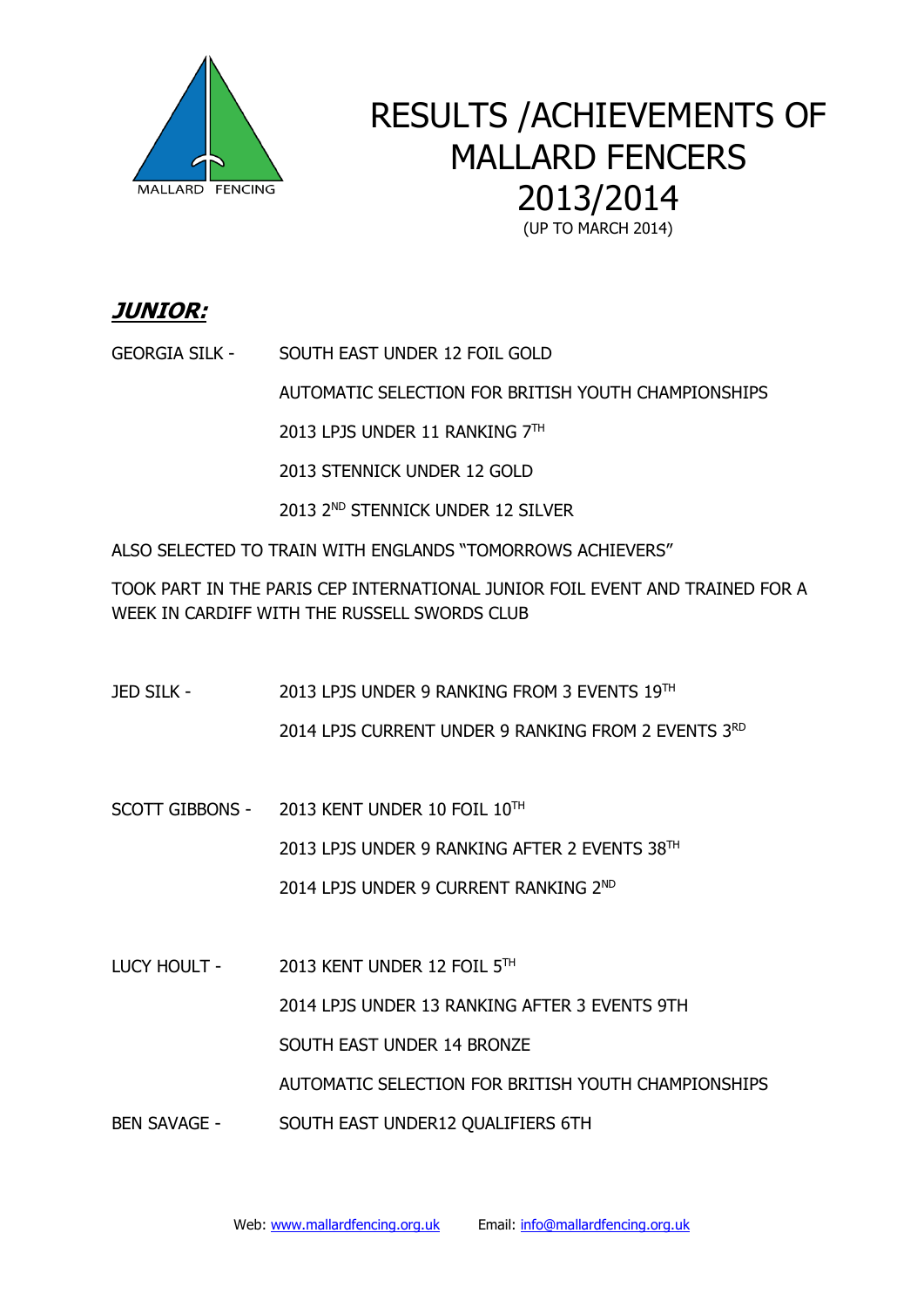# RESULTS /ACHIEVEMENTS OF MALLARD FENCERS 2013/2014

(UP TO MARCH 2014)

## ***JUNIOR:***

GEORGIA SILK - SOUTH EAST UNDER 12 FOIL GOLD

AUTOMATIC SELECTION FOR BRITISH YOUTH CHAMPIONSHIPS

2013 LPJS UNDER 11 RANKING 7TH

2013 STENNICK UNDER 12 GOLD

2013 2ND STENNICK UNDER 12 SILVER

ALSO SELECTED TO TRAIN WITH ENGLANDS "TOMORROWS ACHIEVERS"

TOOK PART IN THE PARIS CEP INTERNATIONAL JUNIOR FOIL EVENT AND TRAINED FOR A WEEK IN CARDIFF WITH THE RUSSELL SWORDS CLUB

JED SILK - 2013 LPJS UNDER 9 RANKING FROM 3 EVENTS 19TH

2014 LPJS CURRENT UNDER 9 RANKING FROM 2 EVENTS 3RD

SCOTT GIBBONS - 2013 KENT UNDER 10 FOIL 10TH

2013 LPJS UNDER 9 RANKING AFTER 2 EVENTS 38TH

2014 LPJS UNDER 9 CURRENT RANKING 2ND

LUCY HOULT - 2013 KENT UNDER 12 FOIL 5TH

2014 LPJS UNDER 13 RANKING AFTER 3 EVENTS 9TH

SOUTH EAST UNDER 14 BRONZE

AUTOMATIC SELECTION FOR BRITISH YOUTH CHAMPIONSHIPS

BEN SAVAGE - SOUTH EAST UNDER12 QUALIFIERS 6TH

Web: www.mallardfencing.org.uk Email: info@mallardfencing.org.uk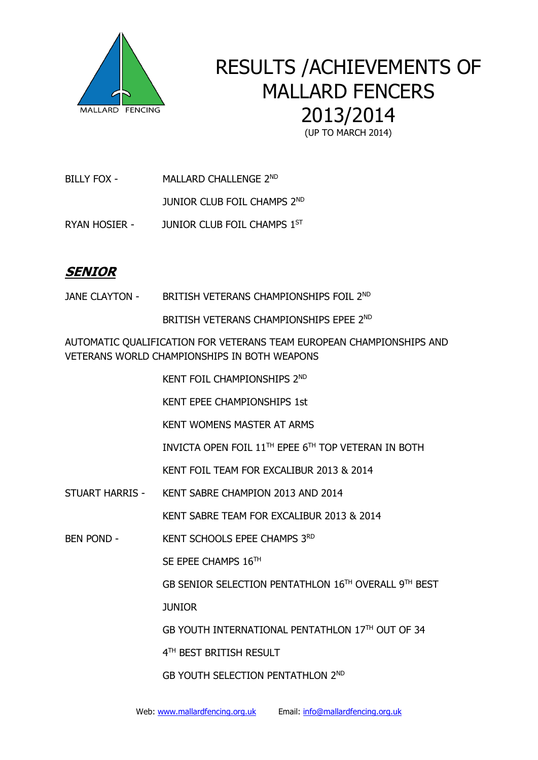# RESULTS /ACHIEVEMENTS OF MALLARD FENCERS 2013/2014

(UP TO MARCH 2014)

BILLY FOX - MALLARD CHALLENGE 2ND

JUNIOR CLUB FOIL CHAMPS 2ND

RYAN HOSIER - JUNIOR CLUB FOIL CHAMPS 1ST

## ***SENIOR***

JANE CLAYTON - BRITISH VETERANS CHAMPIONSHIPS FOIL 2ND

BRITISH VETERANS CHAMPIONSHIPS EPEE 2ND

AUTOMATIC QUALIFICATION FOR VETERANS TEAM EUROPEAN CHAMPIONSHIPS AND VETERANS WORLD CHAMPIONSHIPS IN BOTH WEAPONS

KENT FOIL CHAMPIONSHIPS 2ND

KENT EPEE CHAMPIONSHIPS 1st

KENT WOMENS MASTER AT ARMS

INVICTA OPEN FOIL 11TH EPEE 6TH TOP VETERAN IN BOTH

KENT FOIL TEAM FOR EXCALIBUR 2013 & 2014

STUART HARRIS - KENT SABRE CHAMPION 2013 AND 2014

KENT SABRE TEAM FOR EXCALIBUR 2013 & 2014

BEN POND - KENT SCHOOLS EPEE CHAMPS 3RD

SE EPEE CHAMPS 16TH

GB SENIOR SELECTION PENTATHLON 16TH OVERALL 9TH BEST

JUNIOR

GB YOUTH INTERNATIONAL PENTATHLON 17TH OUT OF 34

4TH BEST BRITISH RESULT

GB YOUTH SELECTION PENTATHLON 2ND

Web: www.mallardfencing.org.uk Email: info@mallardfencing.org.uk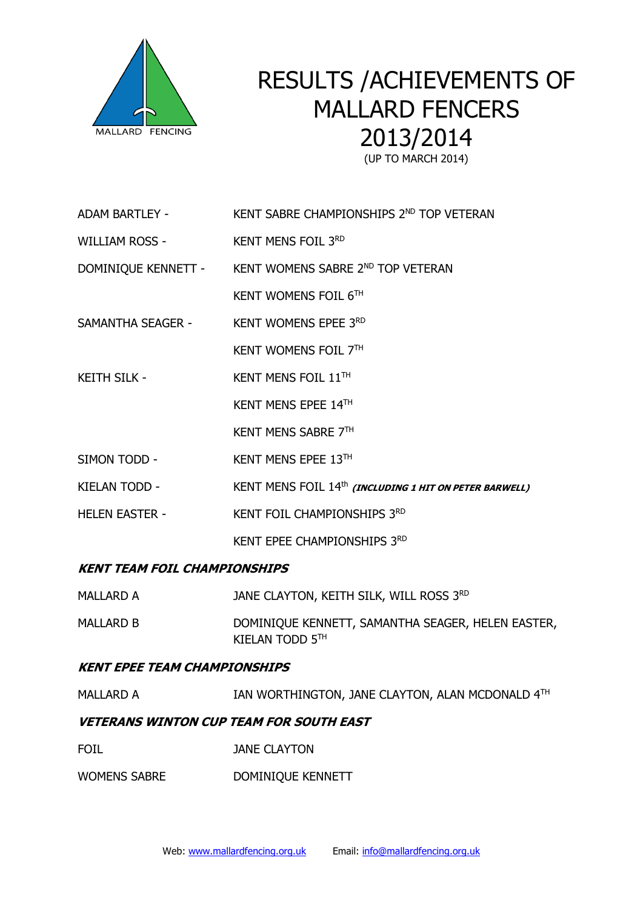MALLARD FENCING

# RESULTS /ACHIEVEMENTS OF MALLARD FENCERS 2013/2014

(UP TO MARCH 2014)

| | |
|---|---|
| ADAM BARTLEY - | KENT SABRE CHAMPIONSHIPS 2ND TOP VETERAN |
| WILLIAM ROSS - | KENT MENS FOIL 3RD |
| DOMINIQUE KENNETT - | KENT WOMENS SABRE 2ND TOP VETERAN |
| | KENT WOMENS FOIL 6TH |
| SAMANTHA SEAGER - | KENT WOMENS EPEE 3RD |
| | KENT WOMENS FOIL 7TH |
| KEITH SILK - | KENT MENS FOIL 11TH |
| | KENT MENS EPEE 14TH |
| | KENT MENS SABRE 7TH |
| SIMON TODD - | KENT MENS EPEE 13TH |
| KIELAN TODD - | KENT MENS FOIL 14th ***(INCLUDING 1 HIT ON PETER BARWELL)*** |
| HELEN EASTER - | KENT FOIL CHAMPIONSHIPS 3RD |
| | KENT EPEE CHAMPIONSHIPS 3RD |

### ***KENT TEAM FOIL CHAMPIONSHIPS***

| | |
|---|---|
| MALLARD A | JANE CLAYTON, KEITH SILK, WILL ROSS 3RD |
| MALLARD B | DOMINIQUE KENNETT, SAMANTHA SEAGER, HELEN EASTER, KIELAN TODD 5TH |

### ***KENT EPEE TEAM CHAMPIONSHIPS***

| | |
|---|---|
| MALLARD A | IAN WORTHINGTON, JANE CLAYTON, ALAN MCDONALD 4TH |

### ***VETERANS WINTON CUP TEAM FOR SOUTH EAST***

| | |
|---|---|
| FOIL | JANE CLAYTON |
| WOMENS SABRE | DOMINIQUE KENNETT |

Web: www.mallardfencing.org.uk Email: info@mallardfencing.org.uk